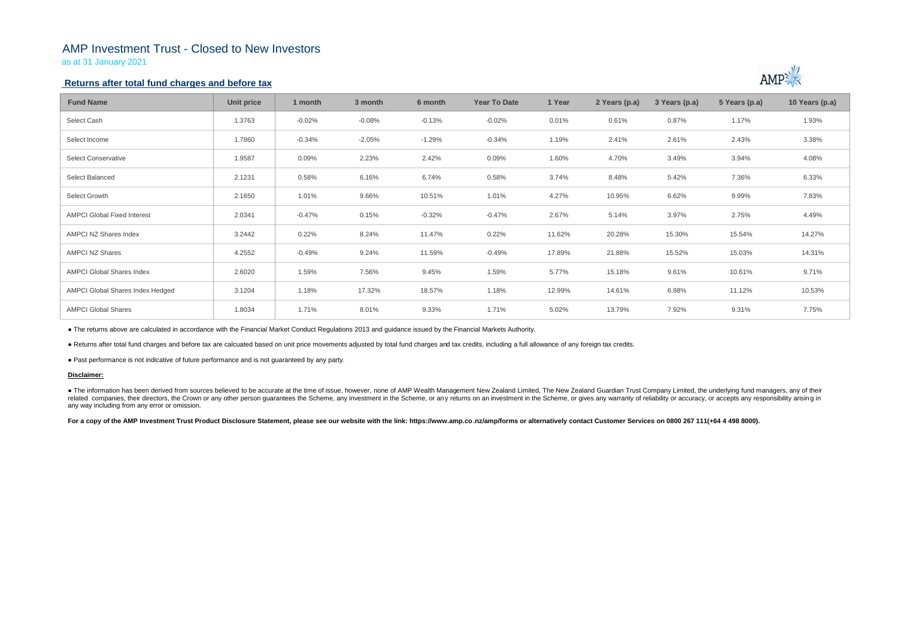# AMP Investment Trust - Closed to New Investors

as at 31 January 2021

## Returns after total fund charges and before tax

| Fund Name | Unit price | 1 month | 3 month | 6 month | Year To Date | 1 Year | 2 Years (p.a) | 3 Years (p.a) | 5 Years (p.a) | 10 Years (p.a) |
|---|---|---|---|---|---|---|---|---|---|---|
| Select Cash | 1.3763 | -0.02% | -0.08% | -0.13% | -0.02% | 0.01% | 0.61% | 0.87% | 1.17% | 1.93% |
| Select Income | 1.7860 | -0.34% | -2.05% | -1.29% | -0.34% | 1.19% | 2.41% | 2.61% | 2.43% | 3.38% |
| Select Conservative | 1.9587 | 0.09% | 2.23% | 2.42% | 0.09% | 1.60% | 4.70% | 3.49% | 3.94% | 4.08% |
| Select Balanced | 2.1231 | 0.58% | 6.16% | 6.74% | 0.58% | 3.74% | 8.48% | 5.42% | 7.36% | 6.33% |
| Select Growth | 2.1650 | 1.01% | 9.66% | 10.51% | 1.01% | 4.27% | 10.95% | 6.62% | 9.99% | 7.83% |
| AMPCI Global Fixed Interest | 2.0341 | -0.47% | 0.15% | -0.32% | -0.47% | 2.67% | 5.14% | 3.97% | 2.75% | 4.49% |
| AMPCI NZ Shares Index | 3.2442 | 0.22% | 8.24% | 11.47% | 0.22% | 11.62% | 20.28% | 15.30% | 15.54% | 14.27% |
| AMPCI NZ Shares | 4.2552 | -0.49% | 9.24% | 11.59% | -0.49% | 17.89% | 21.88% | 15.52% | 15.03% | 14.31% |
| AMPCI Global Shares Index | 2.6020 | 1.59% | 7.56% | 9.45% | 1.59% | 5.77% | 15.18% | 9.61% | 10.61% | 9.71% |
| AMPCI Global Shares Index Hedged | 3.1204 | 1.18% | 17.32% | 18.57% | 1.18% | 12.99% | 14.61% | 6.98% | 11.12% | 10.53% |
| AMPCI Global Shares | 1.8034 | 1.71% | 8.01% | 9.33% | 1.71% | 5.02% | 13.79% | 7.92% | 9.31% | 7.75% |

● The returns above are calculated in accordance with the Financial Market Conduct Regulations 2013 and guidance issued by the Financial Markets Authority.

● Returns after total fund charges and before tax are calcuated based on unit price movements adjusted by total fund charges and tax credits, including a full allowance of any foreign tax credits.

● Past performance is not indicative of future performance and is not guaranteed by any party.

**Disclaimer:**

● The information has been derived from sources believed to be accurate at the time of issue, however, none of AMP Wealth Management New Zealand Limited, The New Zealand Guardian Trust Company Limited, the underlying fund managers, any of their related companies, their directors, the Crown or any other person guarantees the Scheme, any investment in the Scheme, or any returns on an investment in the Scheme, or gives any warranty of reliability or accuracy, or accepts any responsibility arising in any way including from any error or omission.

**For a copy of the AMP Investment Trust Product Disclosure Statement, please see our website with the link: https://www.amp.co.nz/amp/forms or alternatively contact Customer Services on 0800 267 111(+64 4 498 8000).**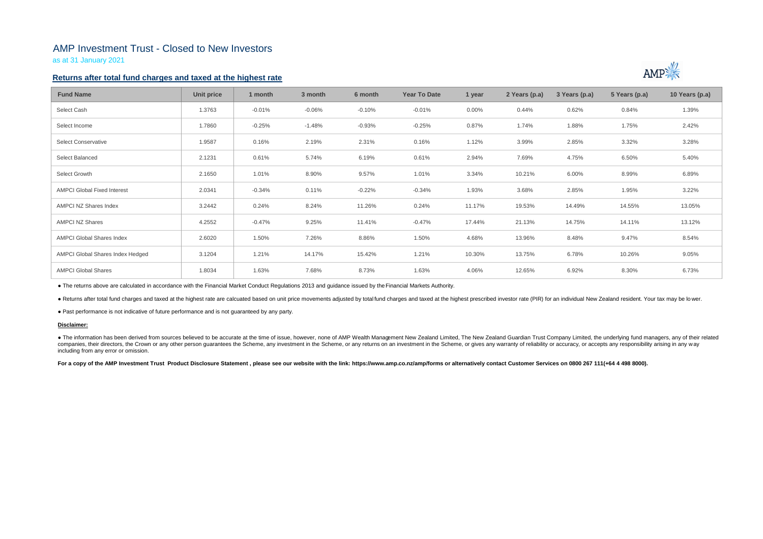# AMP Investment Trust - Closed to New Investors

as at 31 January 2021

## Returns after total fund charges and taxed at the highest rate

| Fund Name | Unit price | 1 month | 3 month | 6 month | Year To Date | 1 year | 2 Years (p.a) | 3 Years (p.a) | 5 Years (p.a) | 10 Years (p.a) |
|---|---|---|---|---|---|---|---|---|---|---|
| Select Cash | 1.3763 | -0.01% | -0.06% | -0.10% | -0.01% | 0.00% | 0.44% | 0.62% | 0.84% | 1.39% |
| Select Income | 1.7860 | -0.25% | -1.48% | -0.93% | -0.25% | 0.87% | 1.74% | 1.88% | 1.75% | 2.42% |
| Select Conservative | 1.9587 | 0.16% | 2.19% | 2.31% | 0.16% | 1.12% | 3.99% | 2.85% | 3.32% | 3.28% |
| Select Balanced | 2.1231 | 0.61% | 5.74% | 6.19% | 0.61% | 2.94% | 7.69% | 4.75% | 6.50% | 5.40% |
| Select Growth | 2.1650 | 1.01% | 8.90% | 9.57% | 1.01% | 3.34% | 10.21% | 6.00% | 8.99% | 6.89% |
| AMPCI Global Fixed Interest | 2.0341 | -0.34% | 0.11% | -0.22% | -0.34% | 1.93% | 3.68% | 2.85% | 1.95% | 3.22% |
| AMPCI NZ Shares Index | 3.2442 | 0.24% | 8.24% | 11.26% | 0.24% | 11.17% | 19.53% | 14.49% | 14.55% | 13.05% |
| AMPCI NZ Shares | 4.2552 | -0.47% | 9.25% | 11.41% | -0.47% | 17.44% | 21.13% | 14.75% | 14.11% | 13.12% |
| AMPCI Global Shares Index | 2.6020 | 1.50% | 7.26% | 8.86% | 1.50% | 4.68% | 13.96% | 8.48% | 9.47% | 8.54% |
| AMPCI Global Shares Index Hedged | 3.1204 | 1.21% | 14.17% | 15.42% | 1.21% | 10.30% | 13.75% | 6.78% | 10.26% | 9.05% |
| AMPCI Global Shares | 1.8034 | 1.63% | 7.68% | 8.73% | 1.63% | 4.06% | 12.65% | 6.92% | 8.30% | 6.73% |

● The returns above are calculated in accordance with the Financial Market Conduct Regulations 2013 and guidance issued by the Financial Markets Authority.

● Returns after total fund charges and taxed at the highest rate are calcuated based on unit price movements adjusted by total fund charges and taxed at the highest prescribed investor rate (PIR) for an individual New Zealand resident. Your tax may be lower.

● Past performance is not indicative of future performance and is not guaranteed by any party.

**Disclaimer:**

● The information has been derived from sources believed to be accurate at the time of issue, however, none of AMP Wealth Management New Zealand Limited, The New Zealand Guardian Trust Company Limited, the underlying fund managers, any of their related companies, their directors, the Crown or any other person guarantees the Scheme, any investment in the Scheme, or any returns on an investment in the Scheme, or gives any warranty of reliability or accuracy, or accepts any responsibility arising in any way including from any error or omission.

**For a copy of the AMP Investment Trust Product Disclosure Statement , please see our website with the link: https://www.amp.co.nz/amp/forms or alternatively contact Customer Services on 0800 267 111(+64 4 498 8000).**